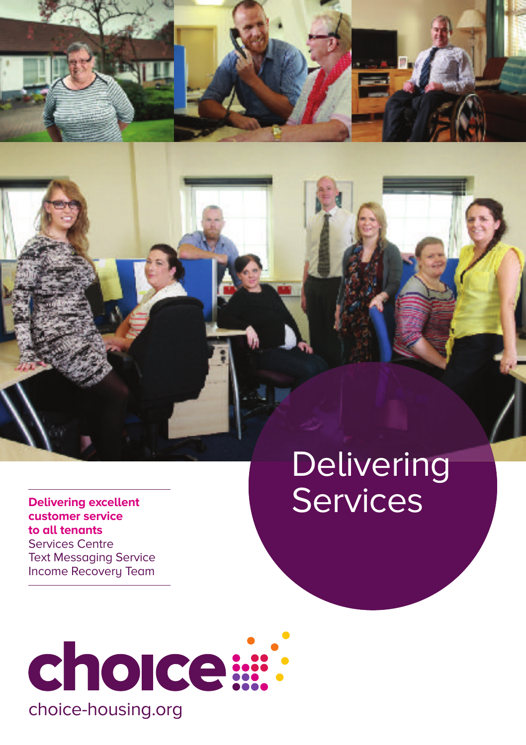# Delivering Services

**Delivering excellent customer service to all tenants**

Services Centre
Text Messaging Service
Income Recovery Team

choice

choice-housing.org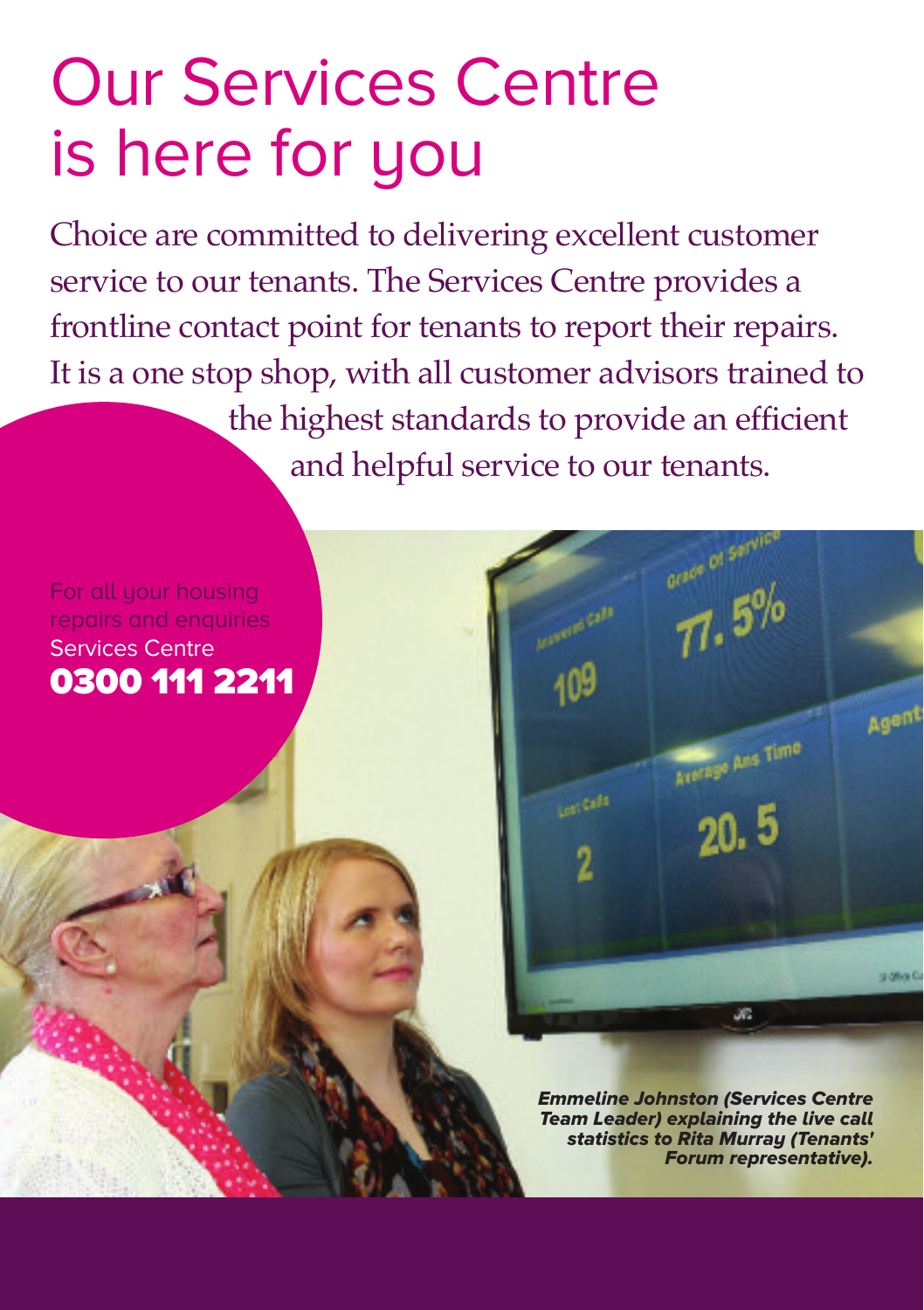# Our Services Centre is here for you

Choice are committed to delivering excellent customer service to our tenants. The Services Centre provides a frontline contact point for tenants to report their repairs. It is a one stop shop, with all customer advisors trained to the highest standards to provide an efficient and helpful service to our tenants.

For all your housing repairs and enquiries
Services Centre
**0300 111 2211**

***Emmeline Johnston (Services Centre Team Leader) explaining the live call statistics to Rita Murray (Tenants' Forum representative).***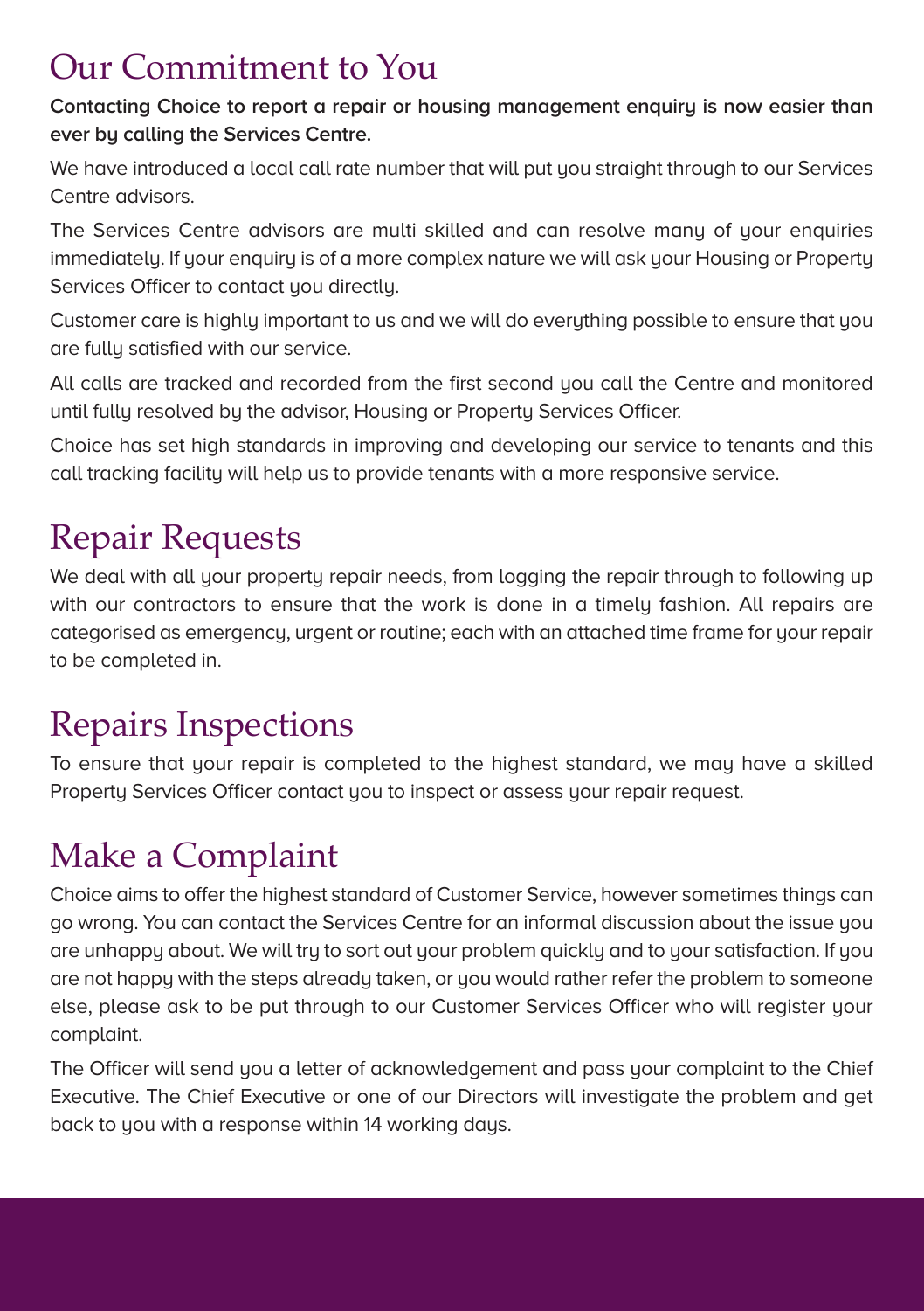## Our Commitment to You

**Contacting Choice to report a repair or housing management enquiry is now easier than ever by calling the Services Centre.**

We have introduced a local call rate number that will put you straight through to our Services Centre advisors.

The Services Centre advisors are multi skilled and can resolve many of your enquiries immediately. If your enquiry is of a more complex nature we will ask your Housing or Property Services Officer to contact you directly.

Customer care is highly important to us and we will do everything possible to ensure that you are fully satisfied with our service.

All calls are tracked and recorded from the first second you call the Centre and monitored until fully resolved by the advisor, Housing or Property Services Officer.

Choice has set high standards in improving and developing our service to tenants and this call tracking facility will help us to provide tenants with a more responsive service.

## Repair Requests

We deal with all your property repair needs, from logging the repair through to following up with our contractors to ensure that the work is done in a timely fashion. All repairs are categorised as emergency, urgent or routine; each with an attached time frame for your repair to be completed in.

## Repairs Inspections

To ensure that your repair is completed to the highest standard, we may have a skilled Property Services Officer contact you to inspect or assess your repair request.

## Make a Complaint

Choice aims to offer the highest standard of Customer Service, however sometimes things can go wrong. You can contact the Services Centre for an informal discussion about the issue you are unhappy about. We will try to sort out your problem quickly and to your satisfaction. If you are not happy with the steps already taken, or you would rather refer the problem to someone else, please ask to be put through to our Customer Services Officer who will register your complaint.

The Officer will send you a letter of acknowledgement and pass your complaint to the Chief Executive. The Chief Executive or one of our Directors will investigate the problem and get back to you with a response within 14 working days.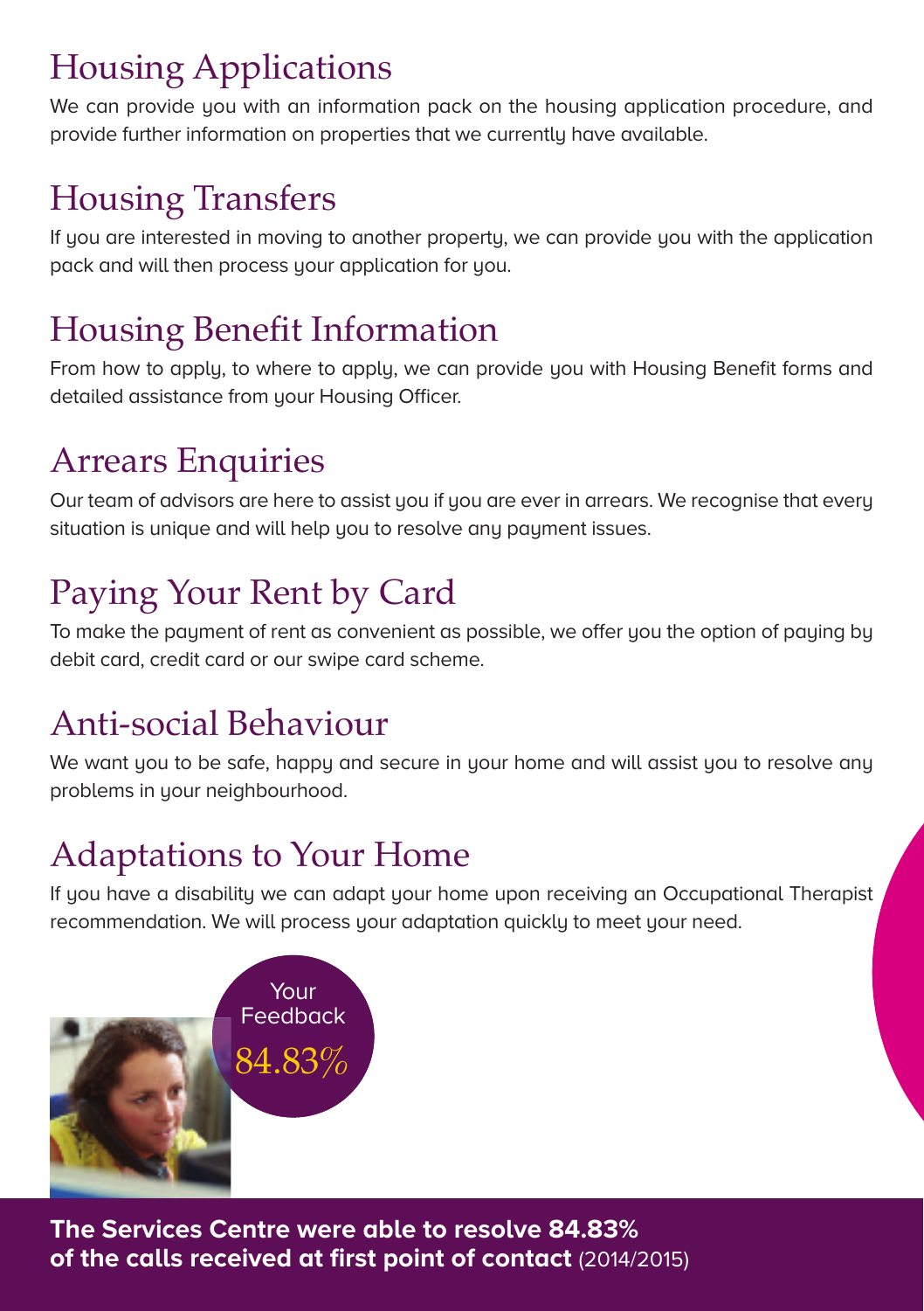## Housing Applications

We can provide you with an information pack on the housing application procedure, and provide further information on properties that we currently have available.

## Housing Transfers

If you are interested in moving to another property, we can provide you with the application pack and will then process your application for you.

## Housing Benefit Information

From how to apply, to where to apply, we can provide you with Housing Benefit forms and detailed assistance from your Housing Officer.

## Arrears Enquiries

Our team of advisors are here to assist you if you are ever in arrears. We recognise that every situation is unique and will help you to resolve any payment issues.

## Paying Your Rent by Card

To make the payment of rent as convenient as possible, we offer you the option of paying by debit card, credit card or our swipe card scheme.

## Anti-social Behaviour

We want you to be safe, happy and secure in your home and will assist you to resolve any problems in your neighbourhood.

## Adaptations to Your Home

If you have a disability we can adapt your home upon receiving an Occupational Therapist recommendation. We will process your adaptation quickly to meet your need.

Your Feedback

84.83%

**The Services Centre were able to resolve 84.83% of the calls received at first point of contact** (2014/2015)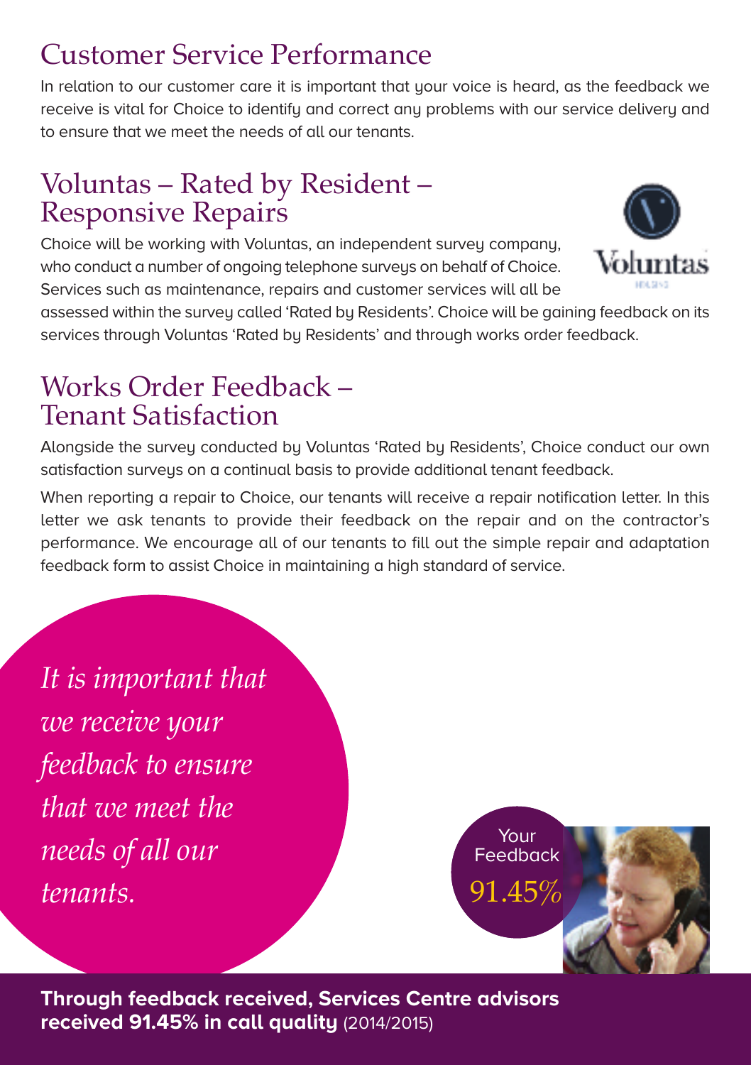# Customer Service Performance

In relation to our customer care it is important that your voice is heard, as the feedback we receive is vital for Choice to identify and correct any problems with our service delivery and to ensure that we meet the needs of all our tenants.

## Voluntas – Rated by Resident – Responsive Repairs

Choice will be working with Voluntas, an independent survey company, who conduct a number of ongoing telephone surveys on behalf of Choice. Services such as maintenance, repairs and customer services will all be assessed within the survey called 'Rated by Residents'. Choice will be gaining feedback on its services through Voluntas 'Rated by Residents' and through works order feedback.

## Works Order Feedback – Tenant Satisfaction

Alongside the survey conducted by Voluntas 'Rated by Residents', Choice conduct our own satisfaction surveys on a continual basis to provide additional tenant feedback.

When reporting a repair to Choice, our tenants will receive a repair notification letter. In this letter we ask tenants to provide their feedback on the repair and on the contractor's performance. We encourage all of our tenants to fill out the simple repair and adaptation feedback form to assist Choice in maintaining a high standard of service.

*It is important that we receive your feedback to ensure that we meet the needs of all our tenants.*

Your Feedback
91.45%

**Through feedback received, Services Centre advisors received 91.45% in call quality** (2014/2015)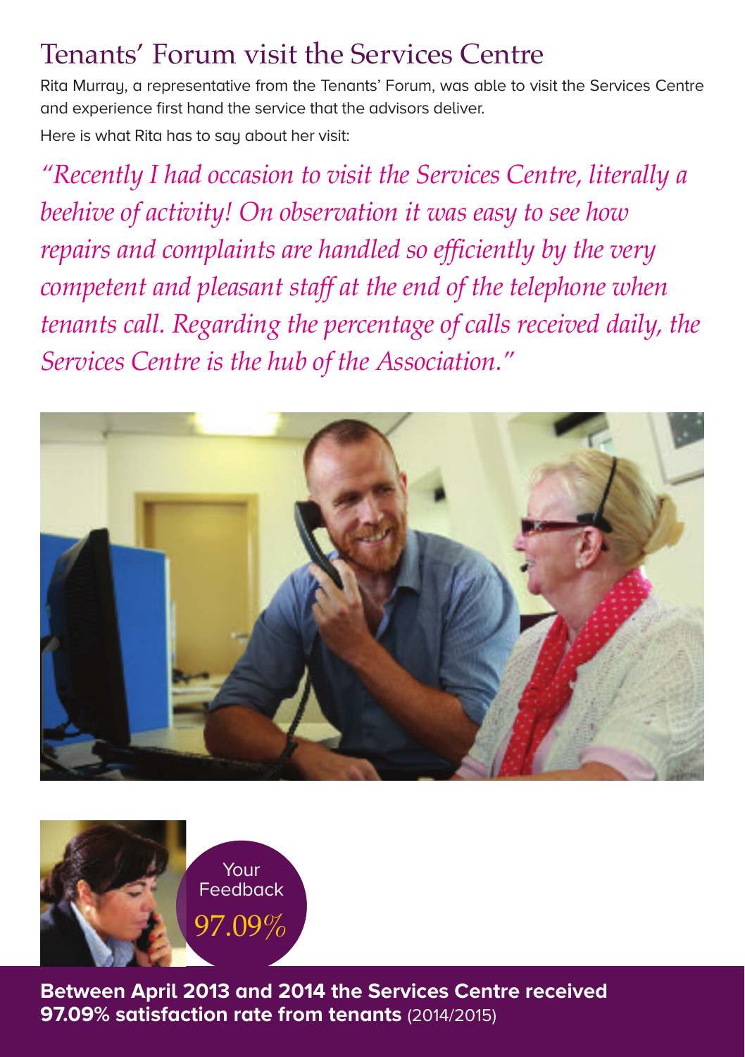# Tenants' Forum visit the Services Centre

Rita Murray, a representative from the Tenants' Forum, was able to visit the Services Centre and experience first hand the service that the advisors deliver.

Here is what Rita has to say about her visit:

*"Recently I had occasion to visit the Services Centre, literally a beehive of activity! On observation it was easy to see how repairs and complaints are handled so efficiently by the very competent and pleasant staff at the end of the telephone when tenants call. Regarding the percentage of calls received daily, the Services Centre is the hub of the Association."*

Your Feedback

97.09%

**Between April 2013 and 2014 the Services Centre received 97.09% satisfaction rate from tenants** (2014/2015)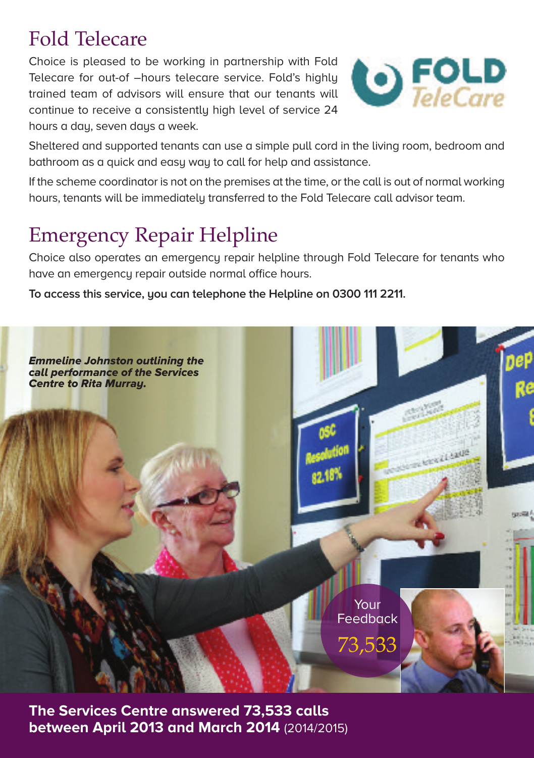## Fold Telecare

Choice is pleased to be working in partnership with Fold Telecare for out-of –hours telecare service. Fold's highly trained team of advisors will ensure that our tenants will continue to receive a consistently high level of service 24 hours a day, seven days a week.

Sheltered and supported tenants can use a simple pull cord in the living room, bedroom and bathroom as a quick and easy way to call for help and assistance.

If the scheme coordinator is not on the premises at the time, or the call is out of normal working hours, tenants will be immediately transferred to the Fold Telecare call advisor team.

## Emergency Repair Helpline

Choice also operates an emergency repair helpline through Fold Telecare for tenants who have an emergency repair outside normal office hours.

**To access this service, you can telephone the Helpline on 0300 111 2211.**

***Emmeline Johnston outlining the call performance of the Services Centre to Rita Murray.***

Your Feedback
73,533

**The Services Centre answered 73,533 calls between April 2013 and March 2014** (2014/2015)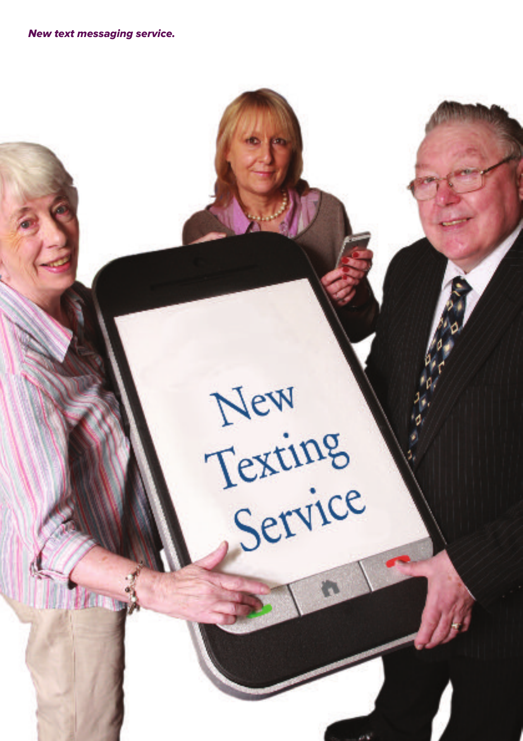***New text messaging service.***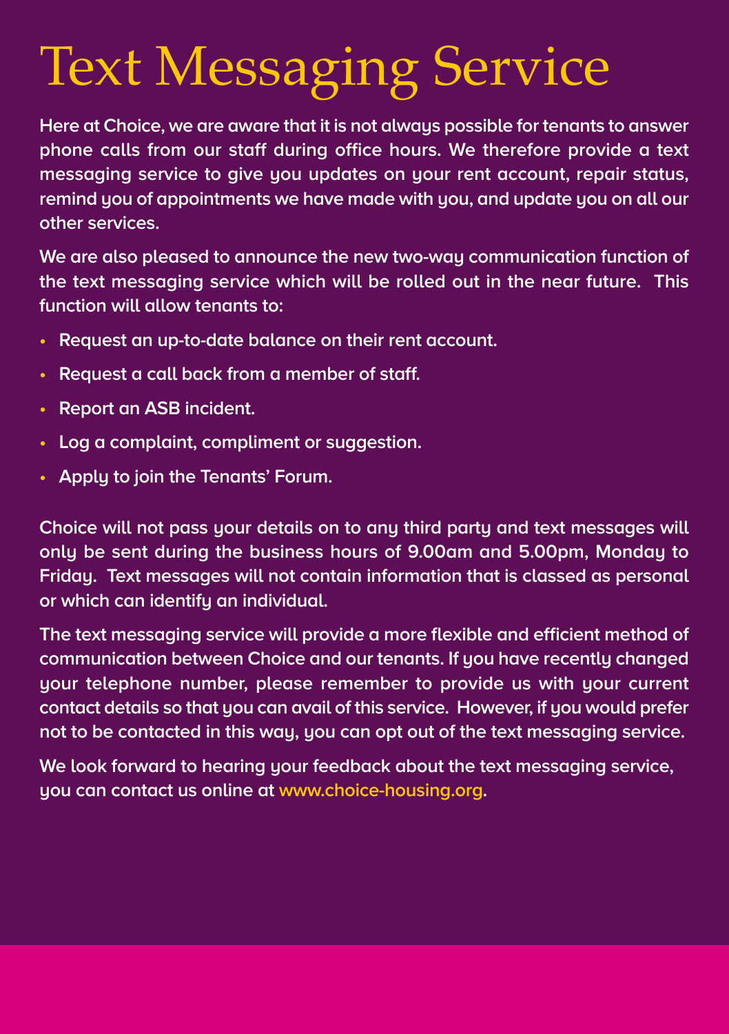# Text Messaging Service

Here at Choice, we are aware that it is not always possible for tenants to answer phone calls from our staff during office hours. We therefore provide a text messaging service to give you updates on your rent account, repair status, remind you of appointments we have made with you, and update you on all our other services.

We are also pleased to announce the new two-way communication function of the text messaging service which will be rolled out in the near future. This function will allow tenants to:

- Request an up-to-date balance on their rent account.
- Request a call back from a member of staff.
- Report an ASB incident.
- Log a complaint, compliment or suggestion.
- Apply to join the Tenants' Forum.

Choice will not pass your details on to any third party and text messages will only be sent during the business hours of 9.00am and 5.00pm, Monday to Friday. Text messages will not contain information that is classed as personal or which can identify an individual.

The text messaging service will provide a more flexible and efficient method of communication between Choice and our tenants. If you have recently changed your telephone number, please remember to provide us with your current contact details so that you can avail of this service. However, if you would prefer not to be contacted in this way, you can opt out of the text messaging service.

We look forward to hearing your feedback about the text messaging service, you can contact us online at www.choice-housing.org.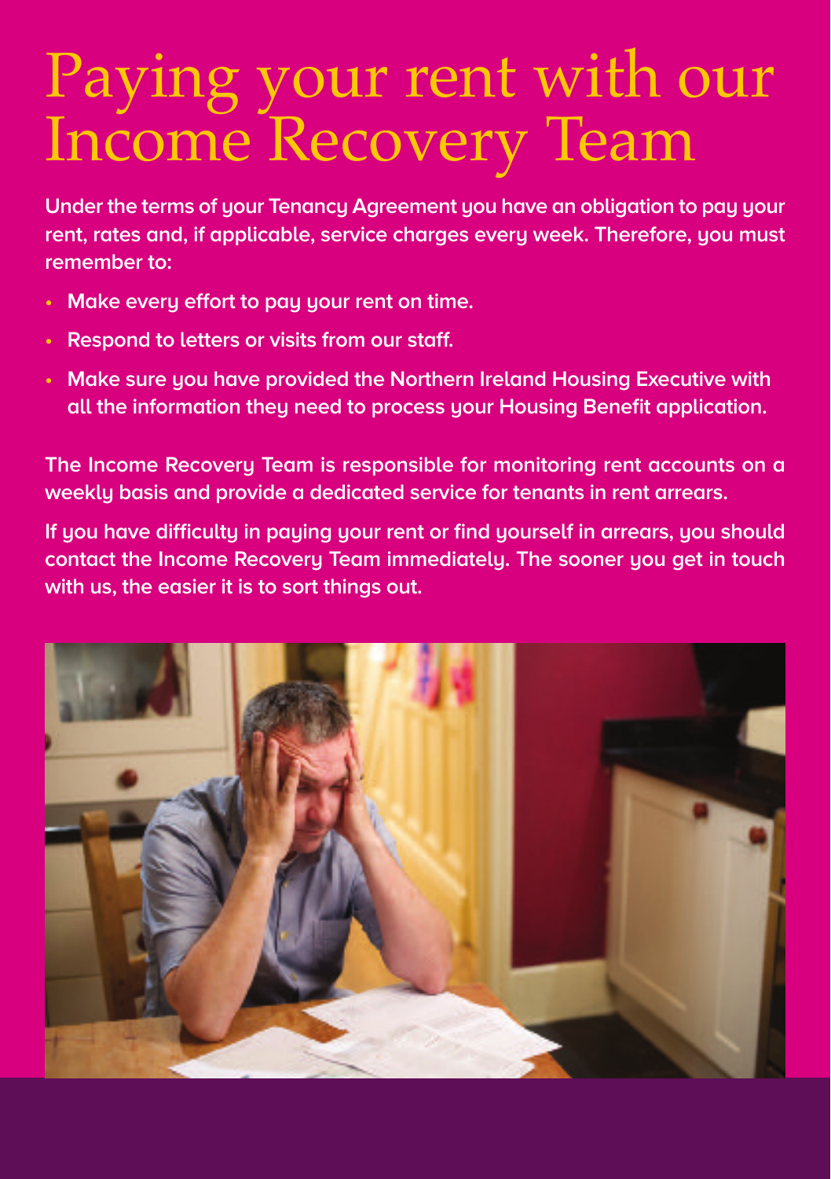# Paying your rent with our Income Recovery Team

**Under the terms of your Tenancy Agreement you have an obligation to pay your rent, rates and, if applicable, service charges every week. Therefore, you must remember to:**

- **Make every effort to pay your rent on time.**
- **Respond to letters or visits from our staff.**
- **Make sure you have provided the Northern Ireland Housing Executive with all the information they need to process your Housing Benefit application.**

**The Income Recovery Team is responsible for monitoring rent accounts on a weekly basis and provide a dedicated service for tenants in rent arrears.**

**If you have difficulty in paying your rent or find yourself in arrears, you should contact the Income Recovery Team immediately. The sooner you get in touch with us, the easier it is to sort things out.**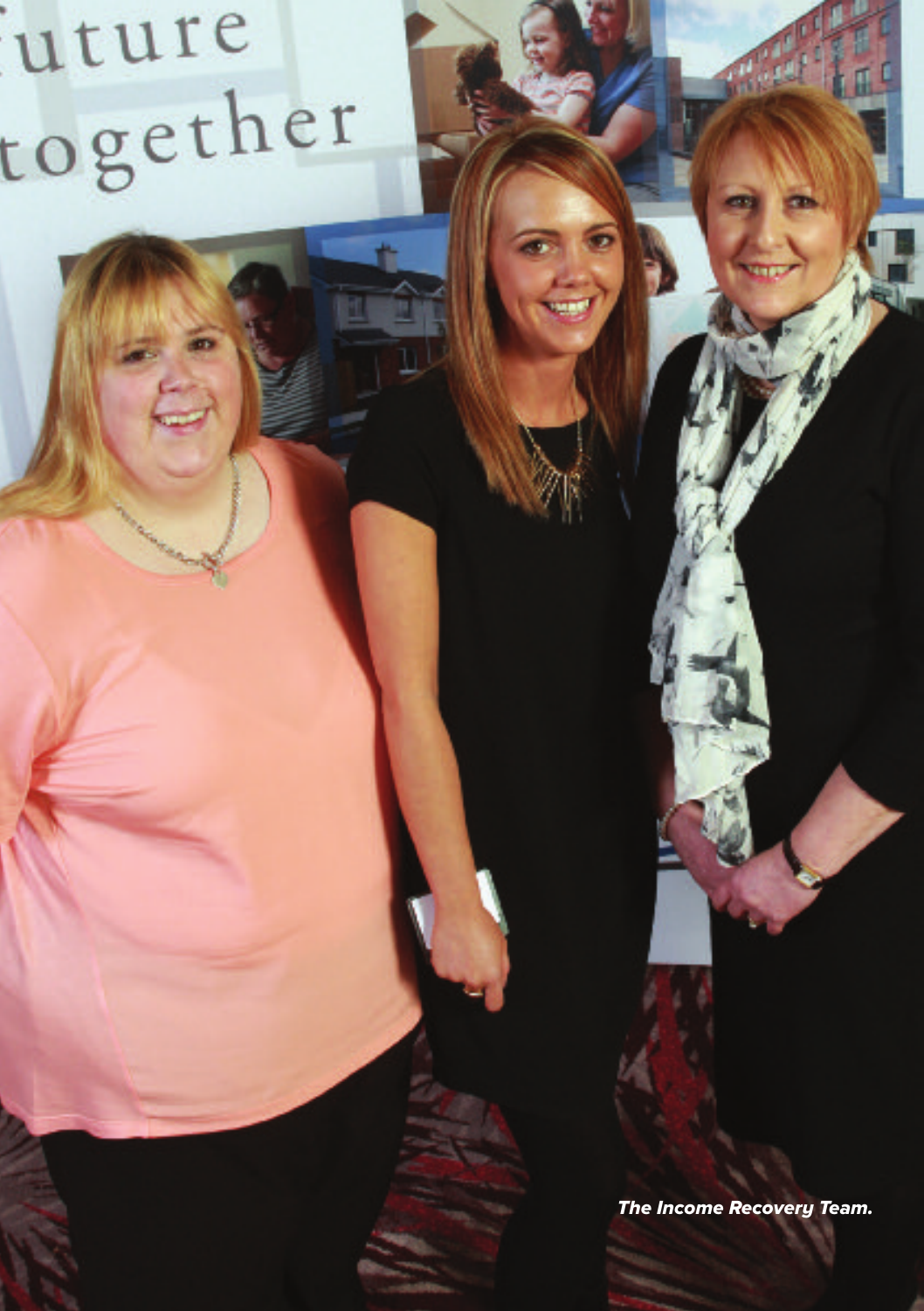*The Income Recovery Team.*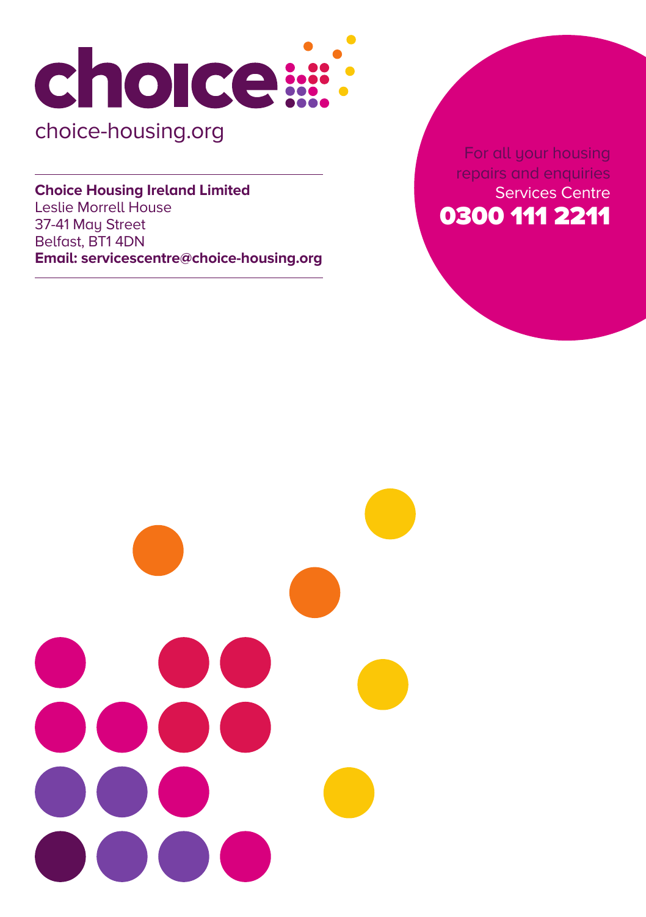choice

choice-housing.org

**Choice Housing Ireland Limited**
Leslie Morrell House
37-41 May Street
Belfast, BT1 4DN
**Email: servicescentre@choice-housing.org**

For all your housing repairs and enquiries
Services Centre
**0300 111 2211**